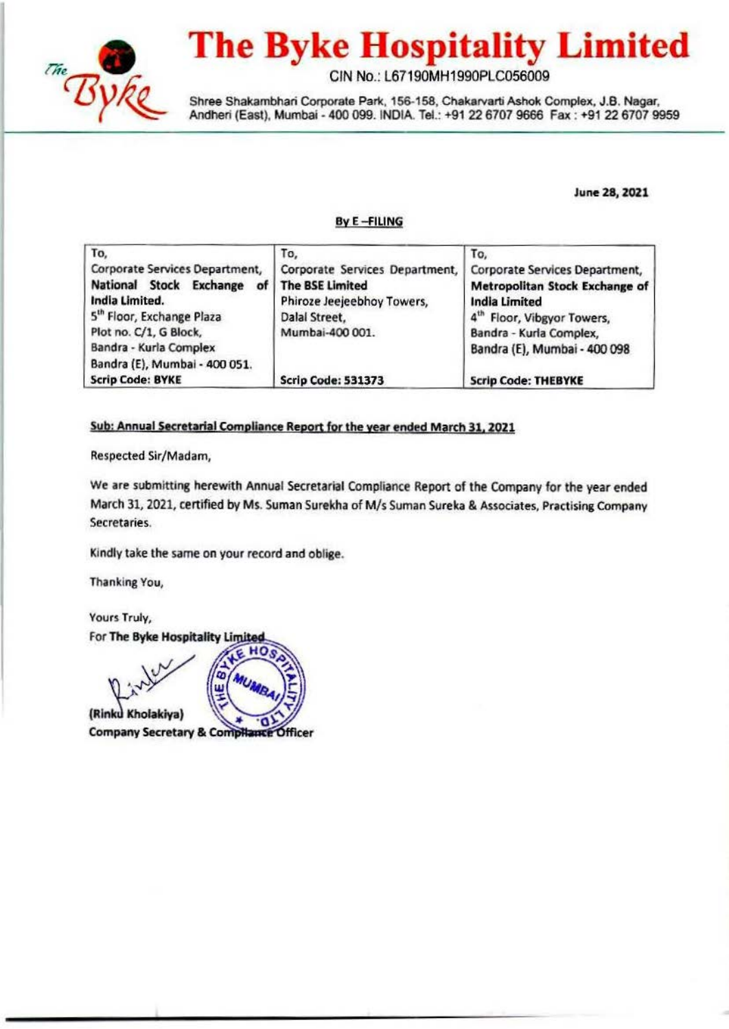# The Byke Hospitality Limited

CIN No.: L67190MH1990PLC056009

Shree Shakambhari Corporate Park, 156-158, Chakarvarti Ashok Complex, J.B. Nagar, Andheri (East), Mumbai - 400 099. INDIA. Tel.: +91 22 6707 9666 Fax : +91 22 6707 9959

**June 28, 2021**

**By E –FILING**

| To, Corporate Services Department, **National Stock Exchange of India Limited.** 5th Floor, Exchange Plaza Plot no. C/1, G Block, Bandra - Kurla Complex Bandra (E), Mumbai - 400 051. | To, Corporate Services Department, **The BSE Limited** Phiroze Jeejeebhoy Towers, Dalal Street, Mumbai-400 001. | To, Corporate Services Department, **Metropolitan Stock Exchange of India Limited** 4th Floor, Vibgyor Towers, Bandra - Kurla Complex, Bandra (E), Mumbai - 400 098 |
|---|---|---|
| **Scrip Code: BYKE** | **Scrip Code: 531373** | **Scrip Code: THEBYKE** |

**Sub: Annual Secretarial Compliance Report for the year ended March 31, 2021**

Respected Sir/Madam,

We are submitting herewith Annual Secretarial Compliance Report of the Company for the year ended March 31, 2021, certified by Ms. Suman Surekha of M/s Suman Sureka & Associates, Practising Company Secretaries.

Kindly take the same on your record and oblige.

Thanking You,

Yours Truly,

For **The Byke Hospitality Limited**

**(Rinku Kholakiya)**

**Company Secretary & Compliance Officer**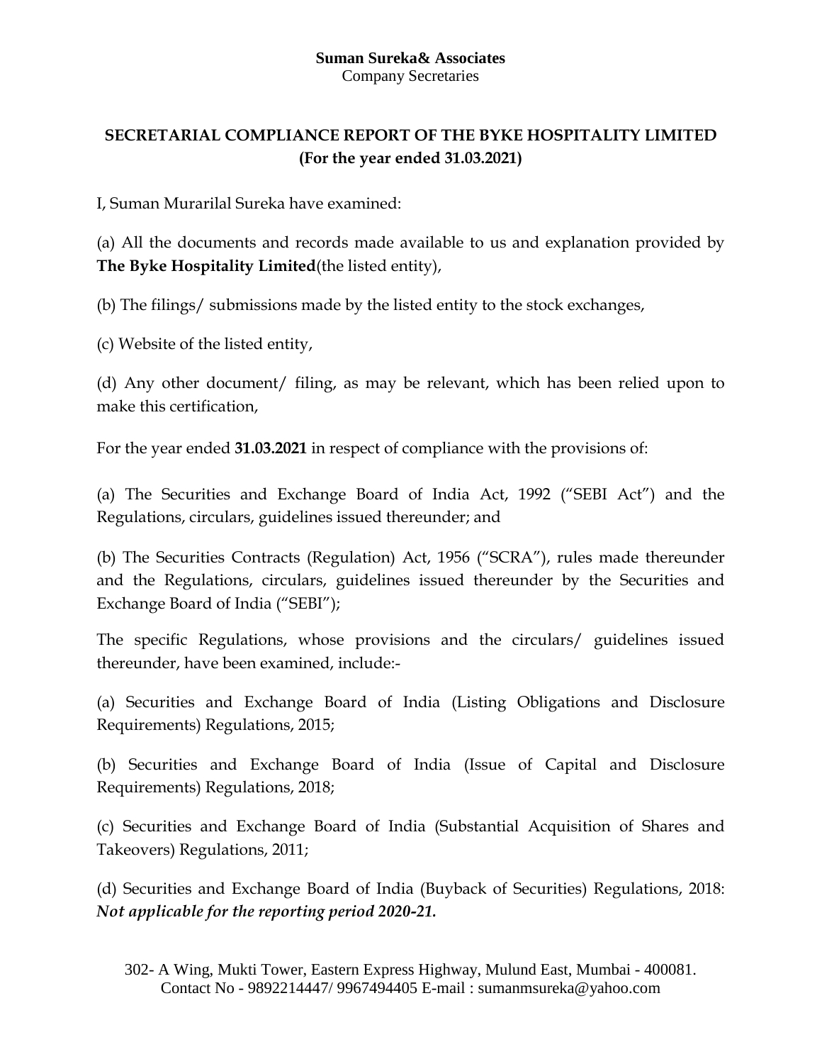**Suman Sureka& Associates**
Company Secretaries

## SECRETARIAL COMPLIANCE REPORT OF THE BYKE HOSPITALITY LIMITED
**(For the year ended 31.03.2021)**

I, Suman Murarilal Sureka have examined:

(a) All the documents and records made available to us and explanation provided by **The Byke Hospitality Limited**(the listed entity),

(b) The filings/ submissions made by the listed entity to the stock exchanges,

(c) Website of the listed entity,

(d) Any other document/ filing, as may be relevant, which has been relied upon to make this certification,

For the year ended **31.03.2021** in respect of compliance with the provisions of:

(a) The Securities and Exchange Board of India Act, 1992 ("SEBI Act") and the Regulations, circulars, guidelines issued thereunder; and

(b) The Securities Contracts (Regulation) Act, 1956 ("SCRA"), rules made thereunder and the Regulations, circulars, guidelines issued thereunder by the Securities and Exchange Board of India ("SEBI");

The specific Regulations, whose provisions and the circulars/ guidelines issued thereunder, have been examined, include:-

(a) Securities and Exchange Board of India (Listing Obligations and Disclosure Requirements) Regulations, 2015;

(b) Securities and Exchange Board of India (Issue of Capital and Disclosure Requirements) Regulations, 2018;

(c) Securities and Exchange Board of India (Substantial Acquisition of Shares and Takeovers) Regulations, 2011;

(d) Securities and Exchange Board of India (Buyback of Securities) Regulations, 2018: ***Not applicable for the reporting period 2020-21.***

302- A Wing, Mukti Tower, Eastern Express Highway, Mulund East, Mumbai - 400081.
Contact No - 9892214447/ 9967494405 E-mail : sumanmsureka@yahoo.com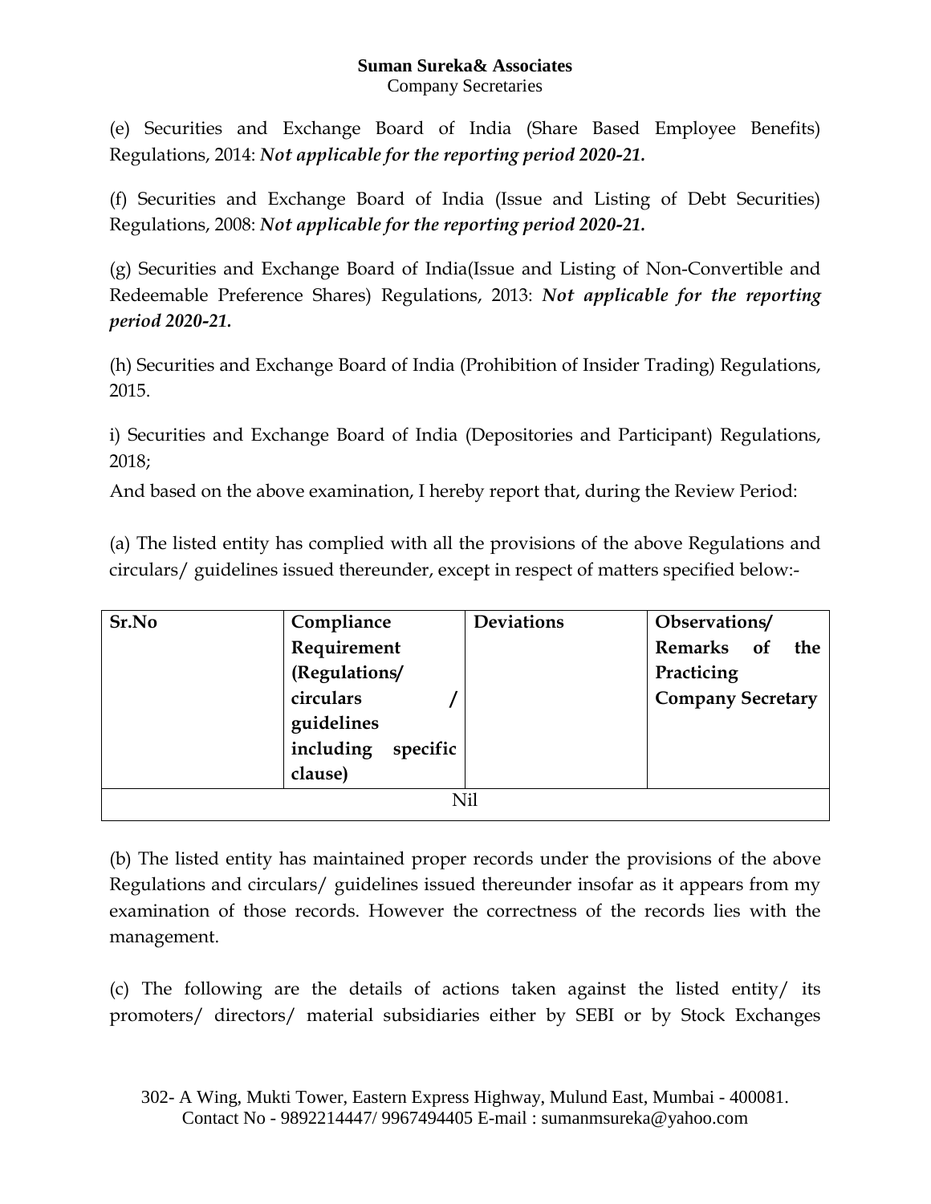(e) Securities and Exchange Board of India (Share Based Employee Benefits) Regulations, 2014: ***Not applicable for the reporting period 2020-21.***

(f) Securities and Exchange Board of India (Issue and Listing of Debt Securities) Regulations, 2008: ***Not applicable for the reporting period 2020-21.***

(g) Securities and Exchange Board of India(Issue and Listing of Non-Convertible and Redeemable Preference Shares) Regulations, 2013: ***Not applicable for the reporting period 2020-21.***

(h) Securities and Exchange Board of India (Prohibition of Insider Trading) Regulations, 2015.

i) Securities and Exchange Board of India (Depositories and Participant) Regulations, 2018;

And based on the above examination, I hereby report that, during the Review Period:

(a) The listed entity has complied with all the provisions of the above Regulations and circulars/ guidelines issued thereunder, except in respect of matters specified below:-

| **Sr.No** | **Compliance Requirement (Regulations/ circulars / guidelines including specific clause)** | **Deviations** | **Observations/ Remarks of the Practicing Company Secretary** |
|---|---|---|---|
| Nil | | | |

(b) The listed entity has maintained proper records under the provisions of the above Regulations and circulars/ guidelines issued thereunder insofar as it appears from my examination of those records. However the correctness of the records lies with the management.

(c) The following are the details of actions taken against the listed entity/ its promoters/ directors/ material subsidiaries either by SEBI or by Stock Exchanges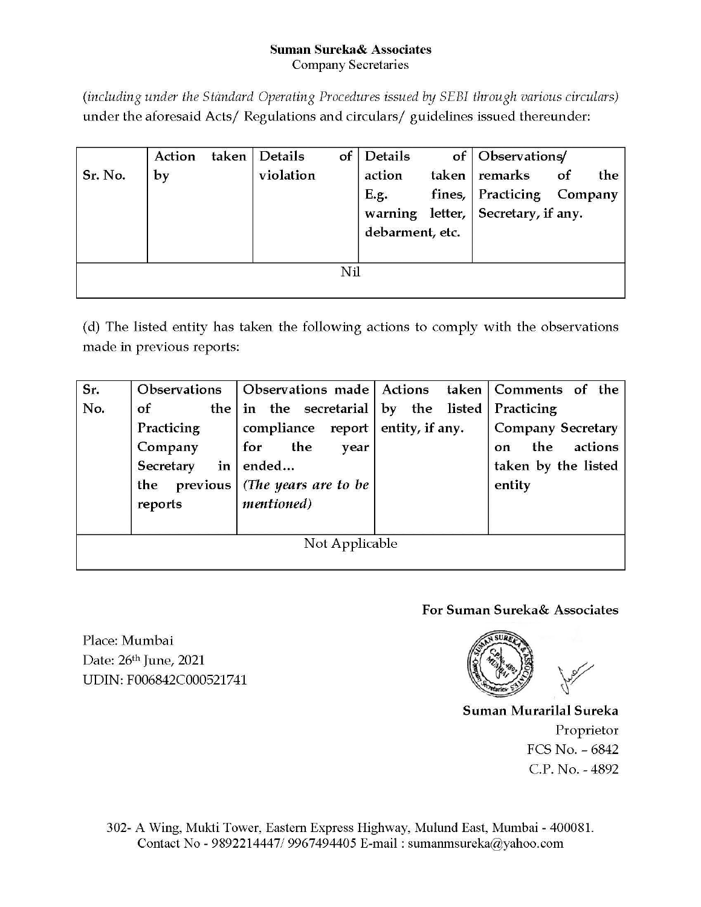**Suman Sureka& Associates**
Company Secretaries

*(including under the Standard Operating Procedures issued by SEBI through various circulars)* under the aforesaid Acts/ Regulations and circulars/ guidelines issued thereunder:

| Sr. No. | Action taken by | Details of violation | Details of action taken E.g. fines, warning letter, debarment, etc. | Observations/ remarks of the Practicing Company Secretary, if any. |
|---|---|---|---|---|
| Nil | | | | |

(d) The listed entity has taken the following actions to comply with the observations made in previous reports:

| Sr. No. | Observations of the Practicing Company Secretary in the previous reports | Observations made in the secretarial compliance report for the year ended... *(The years are to be mentioned)* | Actions taken by the listed entity, if any. | Comments of the Practicing Company Secretary on the actions taken by the listed entity |
|---|---|---|---|---|
| Not Applicable | | | | |

**For Suman Sureka& Associates**

Place: Mumbai
Date: 26th June, 2021
UDIN: F006842C000521741

**Suman Murarilal Sureka**
Proprietor
FCS No. – 6842
C.P. No. - 4892

302- A Wing, Mukti Tower, Eastern Express Highway, Mulund East, Mumbai - 400081.
Contact No - 9892214447/ 9967494405 E-mail : sumanmsureka@yahoo.com